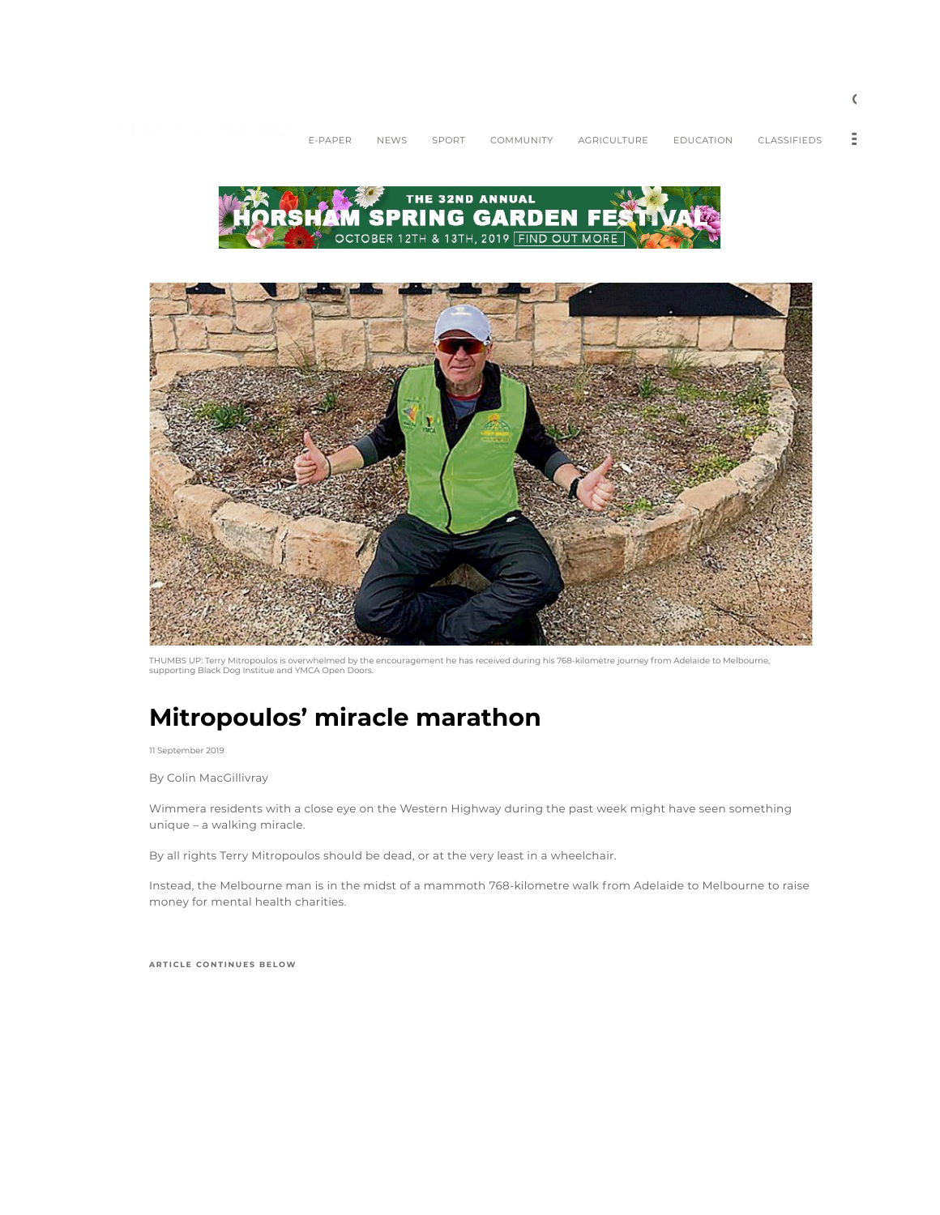THUMBS UP: Terry Mitropoulos is overwhelmed by the encouragement he has received during his 768-kilometre journey from Adelaide to Melbourne, supporting Black Dog Institue and YMCA Open Doors.

# Mitropoulos' miracle marathon

11 September 2019

By Colin MacGillivray

Wimmera residents with a close eye on the Western Highway during the past week might have seen something unique – a walking miracle.

By all rights Terry Mitropoulos should be dead, or at the very least in a wheelchair.

Instead, the Melbourne man is in the midst of a mammoth 768-kilometre walk from Adelaide to Melbourne to raise money for mental health charities.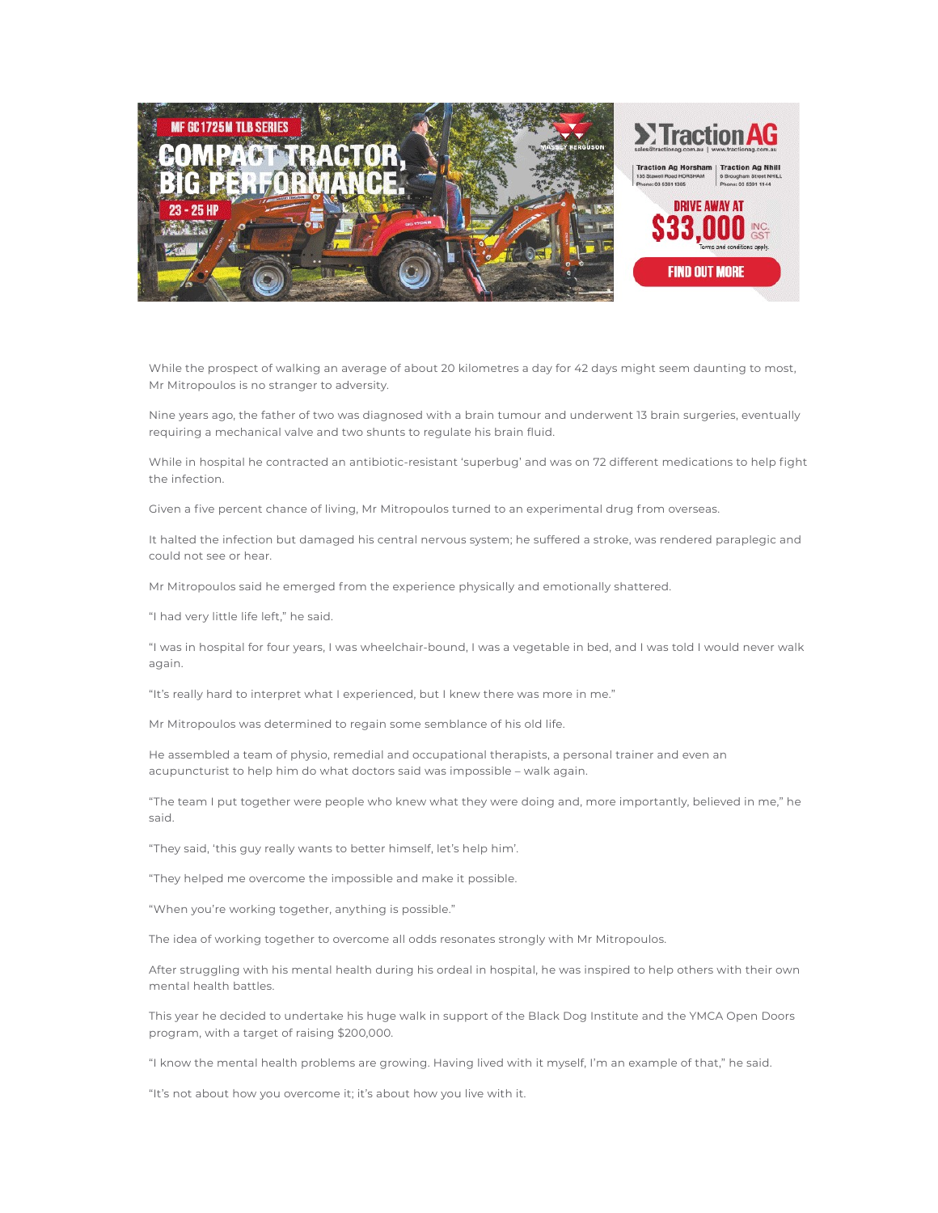While the prospect of walking an average of about 20 kilometres a day for 42 days might seem daunting to most, Mr Mitropoulos is no stranger to adversity.

Nine years ago, the father of two was diagnosed with a brain tumour and underwent 13 brain surgeries, eventually requiring a mechanical valve and two shunts to regulate his brain fluid.

While in hospital he contracted an antibiotic-resistant 'superbug' and was on 72 different medications to help fight the infection.

Given a five percent chance of living, Mr Mitropoulos turned to an experimental drug from overseas.

It halted the infection but damaged his central nervous system; he suffered a stroke, was rendered paraplegic and could not see or hear.

Mr Mitropoulos said he emerged from the experience physically and emotionally shattered.

"I had very little life left," he said.

"I was in hospital for four years, I was wheelchair-bound, I was a vegetable in bed, and I was told I would never walk again.

"It's really hard to interpret what I experienced, but I knew there was more in me."

Mr Mitropoulos was determined to regain some semblance of his old life.

He assembled a team of physio, remedial and occupational therapists, a personal trainer and even an acupuncturist to help him do what doctors said was impossible – walk again.

"The team I put together were people who knew what they were doing and, more importantly, believed in me," he said.

"They said, 'this guy really wants to better himself, let's help him'.

"They helped me overcome the impossible and make it possible.

"When you're working together, anything is possible."

The idea of working together to overcome all odds resonates strongly with Mr Mitropoulos.

After struggling with his mental health during his ordeal in hospital, he was inspired to help others with their own mental health battles.

This year he decided to undertake his huge walk in support of the Black Dog Institute and the YMCA Open Doors program, with a target of raising $200,000.

"I know the mental health problems are growing. Having lived with it myself, I'm an example of that," he said.

"It's not about how you overcome it; it's about how you live with it.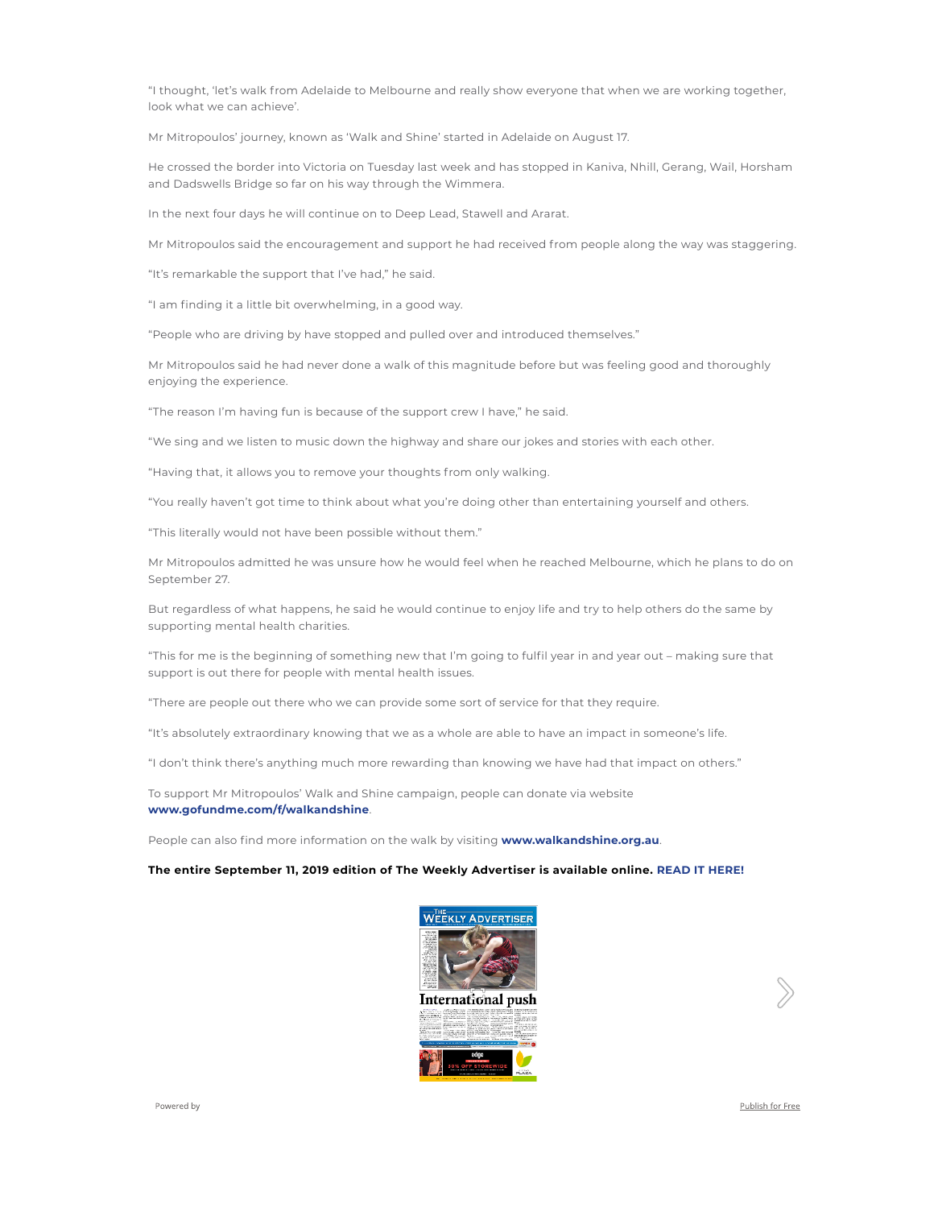"I thought, 'let's walk from Adelaide to Melbourne and really show everyone that when we are working together, look what we can achieve'.

Mr Mitropoulos' journey, known as 'Walk and Shine' started in Adelaide on August 17.

He crossed the border into Victoria on Tuesday last week and has stopped in Kaniva, Nhill, Gerang, Wail, Horsham and Dadswells Bridge so far on his way through the Wimmera.

In the next four days he will continue on to Deep Lead, Stawell and Ararat.

Mr Mitropoulos said the encouragement and support he had received from people along the way was staggering.

"It's remarkable the support that I've had," he said.

"I am finding it a little bit overwhelming, in a good way.

"People who are driving by have stopped and pulled over and introduced themselves."

Mr Mitropoulos said he had never done a walk of this magnitude before but was feeling good and thoroughly enjoying the experience.

"The reason I'm having fun is because of the support crew I have," he said.

"We sing and we listen to music down the highway and share our jokes and stories with each other.

"Having that, it allows you to remove your thoughts from only walking.

"You really haven't got time to think about what you're doing other than entertaining yourself and others.

"This literally would not have been possible without them."

Mr Mitropoulos admitted he was unsure how he would feel when he reached Melbourne, which he plans to do on September 27.

But regardless of what happens, he said he would continue to enjoy life and try to help others do the same by supporting mental health charities.

"This for me is the beginning of something new that I'm going to fulfil year in and year out – making sure that support is out there for people with mental health issues.

"There are people out there who we can provide some sort of service for that they require.

"It's absolutely extraordinary knowing that we as a whole are able to have an impact in someone's life.

"I don't think there's anything much more rewarding than knowing we have had that impact on others."

To support Mr Mitropoulos' Walk and Shine campaign, people can donate via website **www.gofundme.com/f/walkandshine**.

People can also find more information on the walk by visiting **www.walkandshine.org.au**.

**The entire September 11, 2019 edition of The Weekly Advertiser is available online. READ IT HERE!**

Powered by

Publish for Free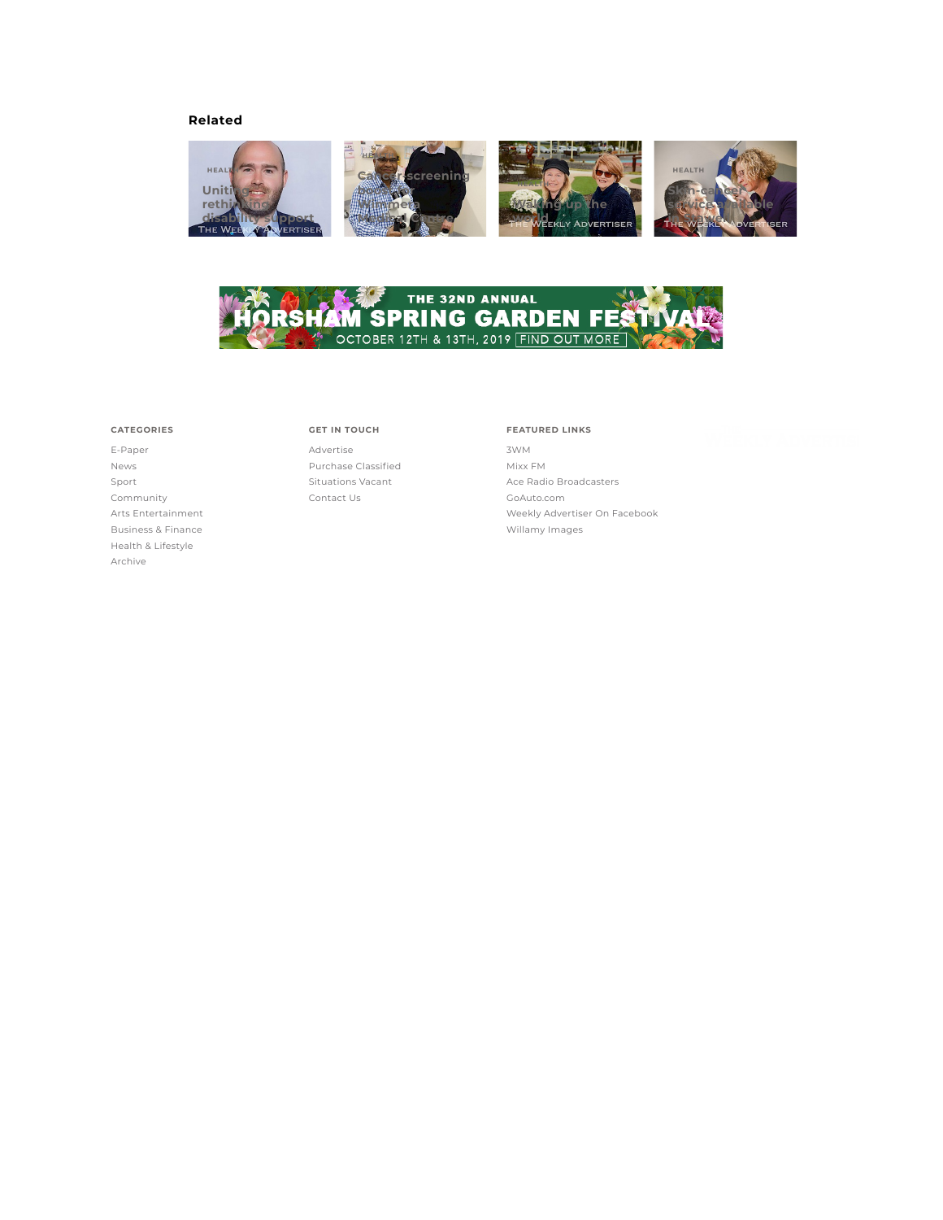**Related**

HEALTH
Uniting: rethinking disability support
THE WEEKLY ADVERTISER

HEALTH
Cancer screening ... Wimmera ... Centre
THE WEEKLY ADVERTISER

... up the world
THE WEEKLY ADVERTISER

HEALTH
Skin-cancer service ... able
THE WEEKLY ADVERTISER

THE 32ND ANNUAL
HORSHAM SPRING GARDEN FESTIVAL
OCTOBER 12TH & 13TH, 2019 FIND OUT MORE

**CATEGORIES**

- E-Paper
- News
- Sport
- Community
- Arts Entertainment
- Business & Finance
- Health & Lifestyle
- Archive

**GET IN TOUCH**

- Advertise
- Purchase Classified
- Situations Vacant
- Contact Us

**FEATURED LINKS**

- 3WM
- Mixx FM
- Ace Radio Broadcasters
- GoAuto.com
- Weekly Advertiser On Facebook
- Willamy Images